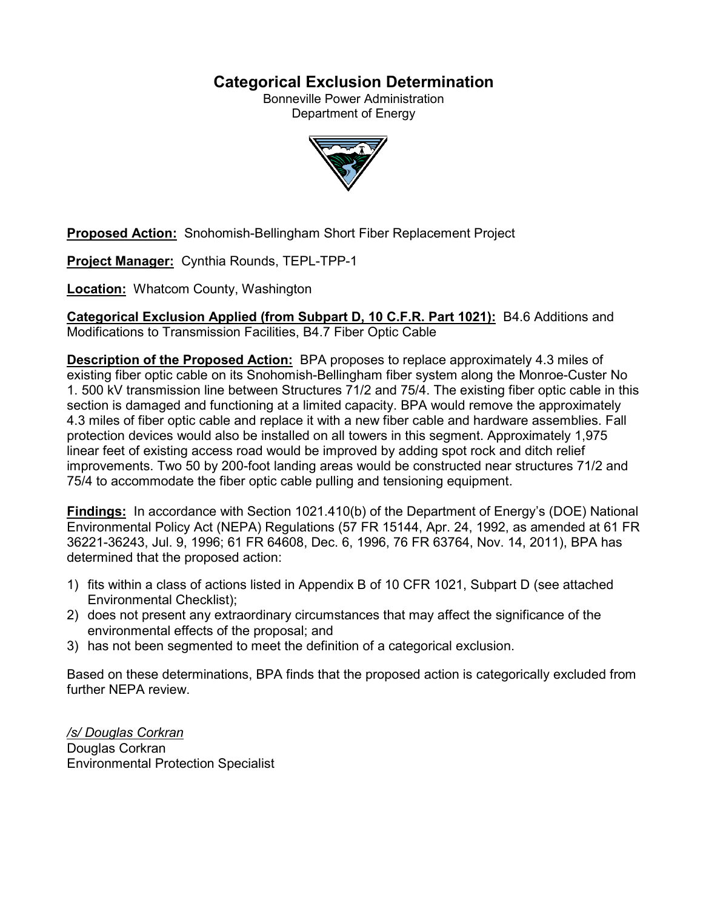# Categorical Exclusion Determination

Bonneville Power Administration
Department of Energy

**Proposed Action:** Snohomish-Bellingham Short Fiber Replacement Project

**Project Manager:** Cynthia Rounds, TEPL-TPP-1

**Location:** Whatcom County, Washington

**Categorical Exclusion Applied (from Subpart D, 10 C.F.R. Part 1021):** B4.6 Additions and Modifications to Transmission Facilities, B4.7 Fiber Optic Cable

**Description of the Proposed Action:** BPA proposes to replace approximately 4.3 miles of existing fiber optic cable on its Snohomish-Bellingham fiber system along the Monroe-Custer No 1. 500 kV transmission line between Structures 71/2 and 75/4. The existing fiber optic cable in this section is damaged and functioning at a limited capacity. BPA would remove the approximately 4.3 miles of fiber optic cable and replace it with a new fiber cable and hardware assemblies. Fall protection devices would also be installed on all towers in this segment. Approximately 1,975 linear feet of existing access road would be improved by adding spot rock and ditch relief improvements. Two 50 by 200-foot landing areas would be constructed near structures 71/2 and 75/4 to accommodate the fiber optic cable pulling and tensioning equipment.

**Findings:** In accordance with Section 1021.410(b) of the Department of Energy's (DOE) National Environmental Policy Act (NEPA) Regulations (57 FR 15144, Apr. 24, 1992, as amended at 61 FR 36221-36243, Jul. 9, 1996; 61 FR 64608, Dec. 6, 1996, 76 FR 63764, Nov. 14, 2011), BPA has determined that the proposed action:

1) fits within a class of actions listed in Appendix B of 10 CFR 1021, Subpart D (see attached Environmental Checklist);
2) does not present any extraordinary circumstances that may affect the significance of the environmental effects of the proposal; and
3) has not been segmented to meet the definition of a categorical exclusion.

Based on these determinations, BPA finds that the proposed action is categorically excluded from further NEPA review.

*/s/ Douglas Corkran*
Douglas Corkran
Environmental Protection Specialist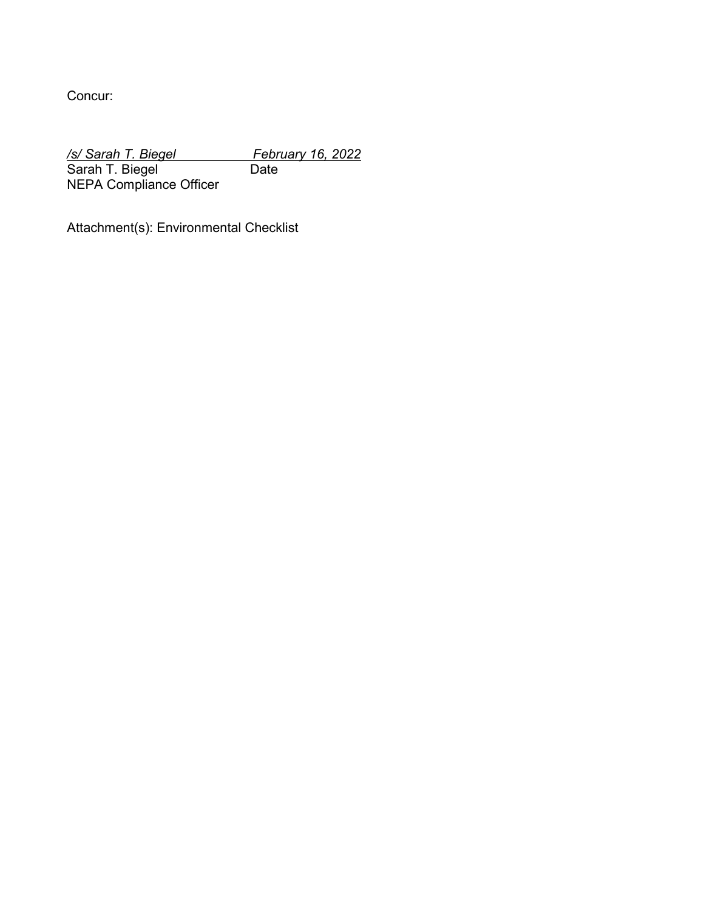Concur:

*/s/ Sarah T. Biegel* *February 16, 2022*
Sarah T. Biegel Date
NEPA Compliance Officer

Attachment(s): Environmental Checklist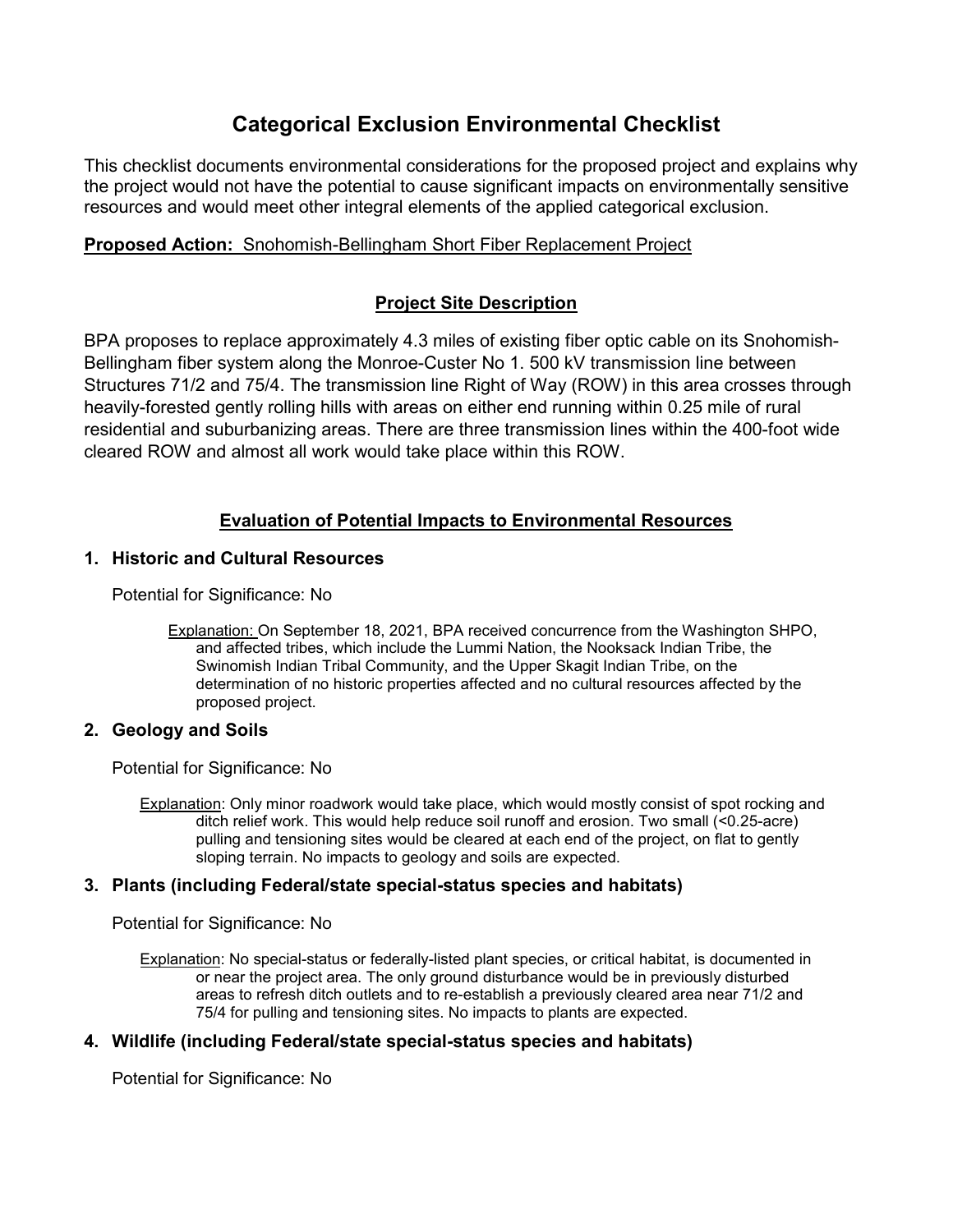# Categorical Exclusion Environmental Checklist

This checklist documents environmental considerations for the proposed project and explains why the project would not have the potential to cause significant impacts on environmentally sensitive resources and would meet other integral elements of the applied categorical exclusion.

**Proposed Action:** Snohomish-Bellingham Short Fiber Replacement Project

## Project Site Description

BPA proposes to replace approximately 4.3 miles of existing fiber optic cable on its Snohomish-Bellingham fiber system along the Monroe-Custer No 1. 500 kV transmission line between Structures 71/2 and 75/4. The transmission line Right of Way (ROW) in this area crosses through heavily-forested gently rolling hills with areas on either end running within 0.25 mile of rural residential and suburbanizing areas. There are three transmission lines within the 400-foot wide cleared ROW and almost all work would take place within this ROW.

## Evaluation of Potential Impacts to Environmental Resources

### 1. Historic and Cultural Resources

Potential for Significance: No

Explanation: On September 18, 2021, BPA received concurrence from the Washington SHPO, and affected tribes, which include the Lummi Nation, the Nooksack Indian Tribe, the Swinomish Indian Tribal Community, and the Upper Skagit Indian Tribe, on the determination of no historic properties affected and no cultural resources affected by the proposed project.

### 2. Geology and Soils

Potential for Significance: No

Explanation: Only minor roadwork would take place, which would mostly consist of spot rocking and ditch relief work. This would help reduce soil runoff and erosion. Two small (<0.25-acre) pulling and tensioning sites would be cleared at each end of the project, on flat to gently sloping terrain. No impacts to geology and soils are expected.

### 3. Plants (including Federal/state special-status species and habitats)

Potential for Significance: No

Explanation: No special-status or federally-listed plant species, or critical habitat, is documented in or near the project area. The only ground disturbance would be in previously disturbed areas to refresh ditch outlets and to re-establish a previously cleared area near 71/2 and 75/4 for pulling and tensioning sites. No impacts to plants are expected.

### 4. Wildlife (including Federal/state special-status species and habitats)

Potential for Significance: No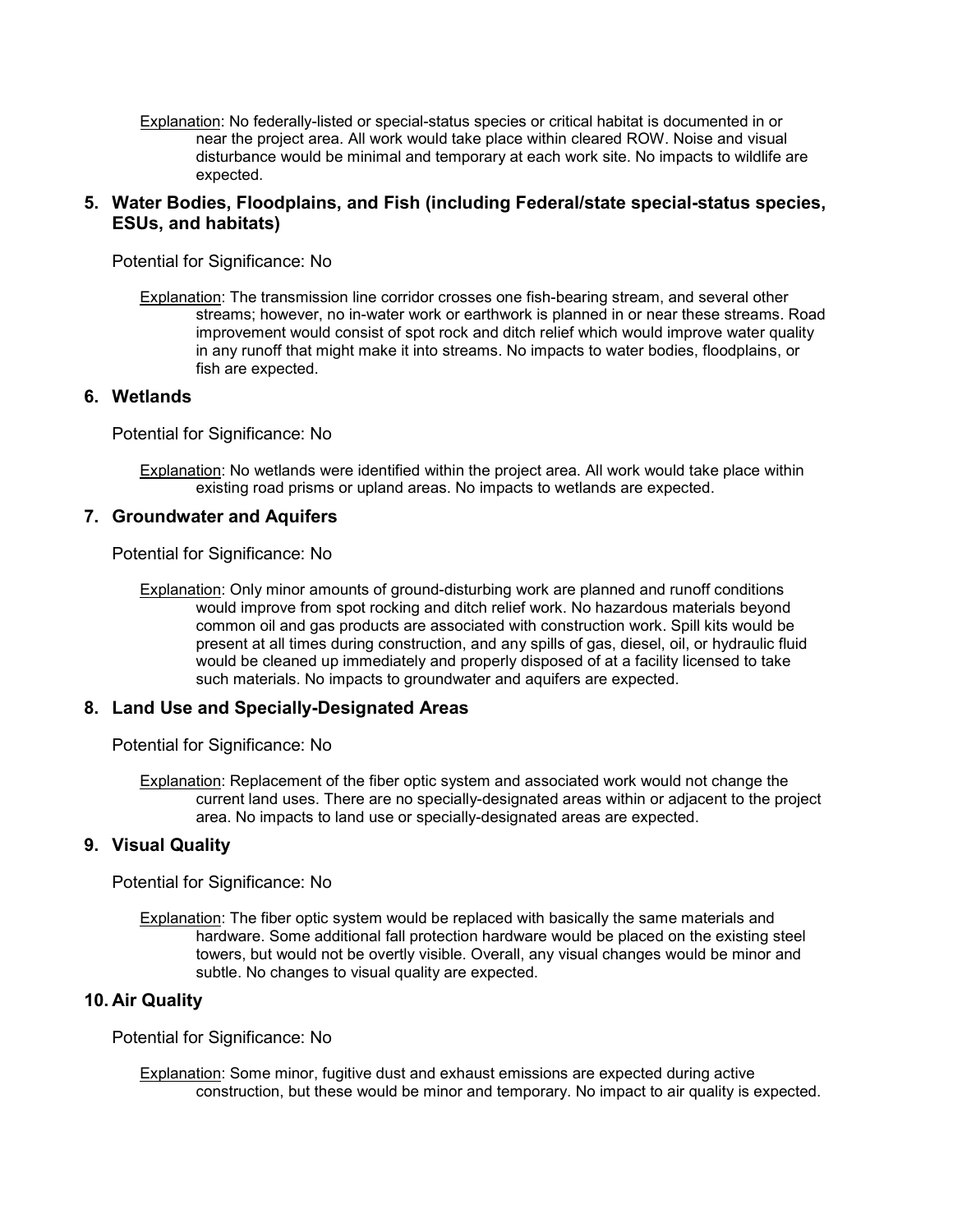Explanation: No federally-listed or special-status species or critical habitat is documented in or near the project area. All work would take place within cleared ROW. Noise and visual disturbance would be minimal and temporary at each work site. No impacts to wildlife are expected.

### 5. Water Bodies, Floodplains, and Fish (including Federal/state special-status species, ESUs, and habitats)

Potential for Significance: No

Explanation: The transmission line corridor crosses one fish-bearing stream, and several other streams; however, no in-water work or earthwork is planned in or near these streams. Road improvement would consist of spot rock and ditch relief which would improve water quality in any runoff that might make it into streams. No impacts to water bodies, floodplains, or fish are expected.

### 6. Wetlands

Potential for Significance: No

Explanation: No wetlands were identified within the project area. All work would take place within existing road prisms or upland areas. No impacts to wetlands are expected.

### 7. Groundwater and Aquifers

Potential for Significance: No

Explanation: Only minor amounts of ground-disturbing work are planned and runoff conditions would improve from spot rocking and ditch relief work. No hazardous materials beyond common oil and gas products are associated with construction work. Spill kits would be present at all times during construction, and any spills of gas, diesel, oil, or hydraulic fluid would be cleaned up immediately and properly disposed of at a facility licensed to take such materials. No impacts to groundwater and aquifers are expected.

### 8. Land Use and Specially-Designated Areas

Potential for Significance: No

Explanation: Replacement of the fiber optic system and associated work would not change the current land uses. There are no specially-designated areas within or adjacent to the project area. No impacts to land use or specially-designated areas are expected.

### 9. Visual Quality

Potential for Significance: No

Explanation: The fiber optic system would be replaced with basically the same materials and hardware. Some additional fall protection hardware would be placed on the existing steel towers, but would not be overtly visible. Overall, any visual changes would be minor and subtle. No changes to visual quality are expected.

### 10. Air Quality

Potential for Significance: No

Explanation: Some minor, fugitive dust and exhaust emissions are expected during active construction, but these would be minor and temporary. No impact to air quality is expected.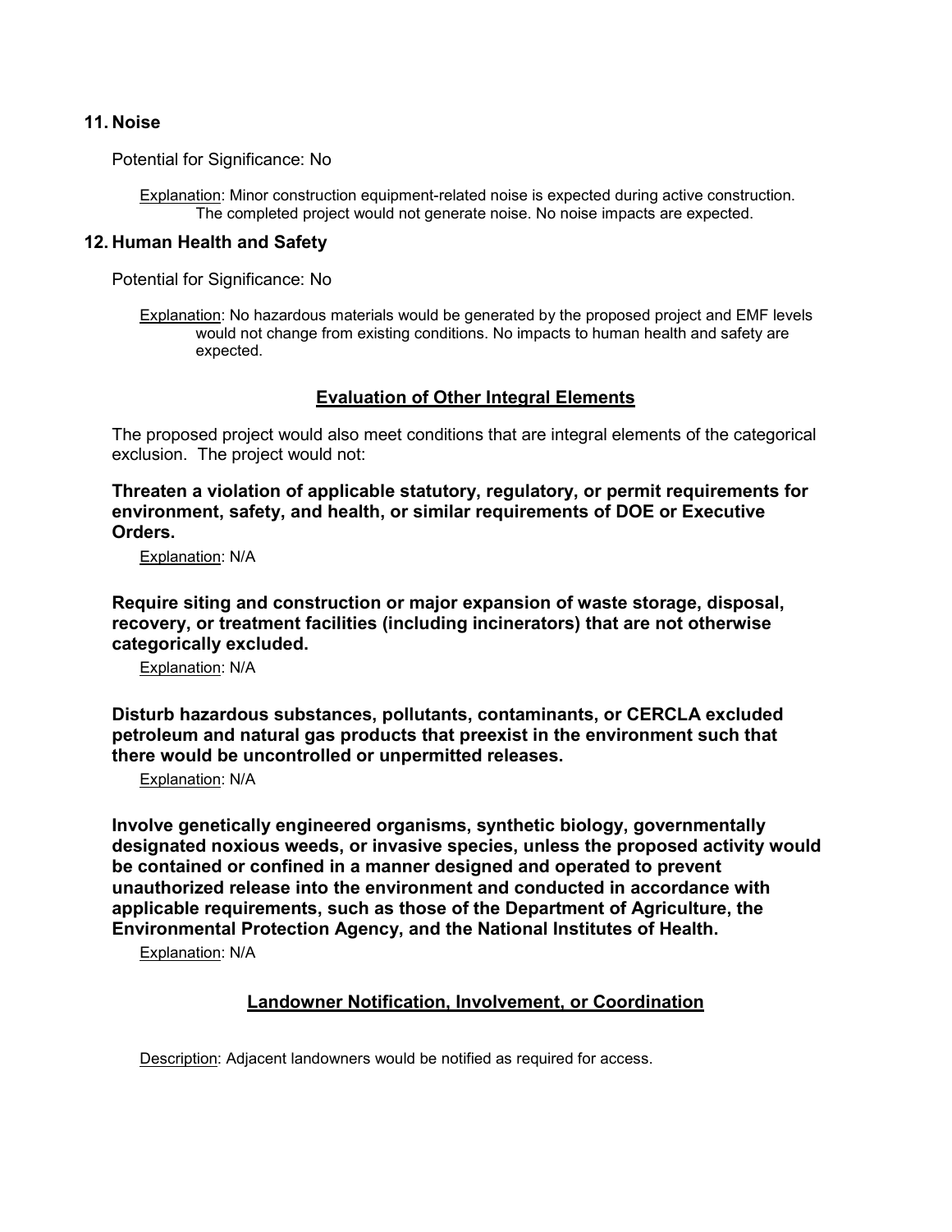## 11. Noise

Potential for Significance: No

Explanation: Minor construction equipment-related noise is expected during active construction. The completed project would not generate noise. No noise impacts are expected.

## 12. Human Health and Safety

Potential for Significance: No

Explanation: No hazardous materials would be generated by the proposed project and EMF levels would not change from existing conditions. No impacts to human health and safety are expected.

## Evaluation of Other Integral Elements

The proposed project would also meet conditions that are integral elements of the categorical exclusion. The project would not:

**Threaten a violation of applicable statutory, regulatory, or permit requirements for environment, safety, and health, or similar requirements of DOE or Executive Orders.**

Explanation: N/A

**Require siting and construction or major expansion of waste storage, disposal, recovery, or treatment facilities (including incinerators) that are not otherwise categorically excluded.**

Explanation: N/A

**Disturb hazardous substances, pollutants, contaminants, or CERCLA excluded petroleum and natural gas products that preexist in the environment such that there would be uncontrolled or unpermitted releases.**

Explanation: N/A

**Involve genetically engineered organisms, synthetic biology, governmentally designated noxious weeds, or invasive species, unless the proposed activity would be contained or confined in a manner designed and operated to prevent unauthorized release into the environment and conducted in accordance with applicable requirements, such as those of the Department of Agriculture, the Environmental Protection Agency, and the National Institutes of Health.**

Explanation: N/A

## Landowner Notification, Involvement, or Coordination

Description: Adjacent landowners would be notified as required for access.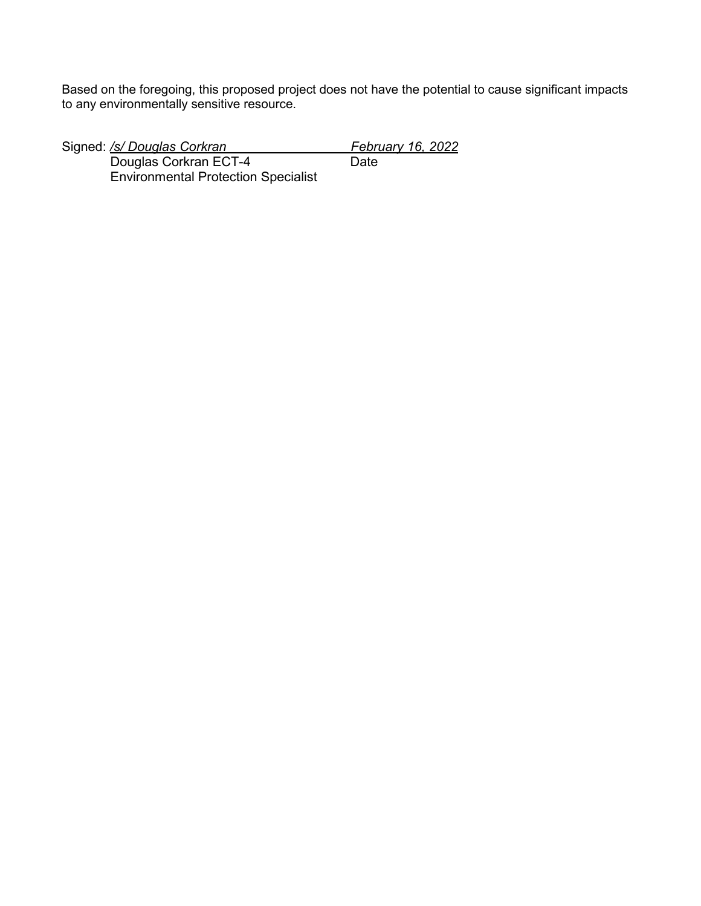Based on the foregoing, this proposed project does not have the potential to cause significant impacts to any environmentally sensitive resource.

Signed: *<u>/s/ Douglas Corkran</u>* *<u>February 16, 2022</u>*
Douglas Corkran ECT-4 Date
Environmental Protection Specialist